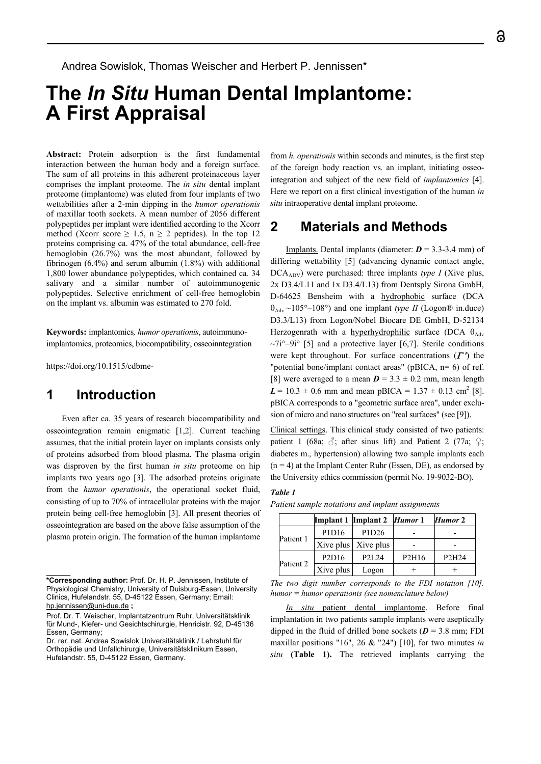Andrea Sowislok, Thomas Weischer and Herbert P. Jennissen*

# The *In Situ* Human Dental Implantome: A First Appraisal

**Abstract:** Protein adsorption is the first fundamental interaction between the human body and a foreign surface. The sum of all proteins in this adherent proteinaceous layer comprises the implant proteome. The *in situ* dental implant proteome (implantome) was eluted from four implants of two wettabilities after a 2-min dipping in the *humor operationis* of maxillar tooth sockets. A mean number of 2056 different polypeptides per implant were identified according to the Xcorr method (Xcorr score ≥ 1.5, n ≥ 2 peptides). In the top 12 proteins comprising ca. 47% of the total abundance, cell-free hemoglobin (26.7%) was the most abundant, followed by fibrinogen (6.4%) and serum albumin (1.8%) with additional 1,800 lower abundance polypeptides, which contained ca. 34 salivary and a similar number of autoimmunogenic polypeptides. Selective enrichment of cell-free hemoglobin on the implant vs. albumin was estimated to 270 fold.

**Keywords:** implantomics*, humor operationis*, autoimmuno-implantomics, proteomics, biocompatibility, osseoinntegration

https://doi.org/10.1515/cdbme-

## 1 Introduction

Even after ca. 35 years of research biocompatibility and osseointegration remain enigmatic [1,2]. Current teaching assumes, that the initial protein layer on implants consists only of proteins adsorbed from blood plasma. The plasma origin was disproven by the first human *in situ* proteome on hip implants two years ago [3]. The adsorbed proteins originate from the *humor operationis*, the operational socket fluid, consisting of up to 70% of intracellular proteins with the major protein being cell-free hemoglobin [3]. All present theories of osseointegration are based on the above false assumption of the plasma protein origin. The formation of the human implantome from *h. operationis* within seconds and minutes, is the first step of the foreign body reaction vs. an implant, initiating osseointegration and subject of the new field of *implantomics* [4]. Here we report on a first clinical investigation of the human *in situ* intraoperative dental implant proteome.

## 2 Materials and Methods

Implants. Dental implants (diameter: $\boldsymbol{D}$ = 3.3-3.4 mm) of differing wettability [5] (advancing dynamic contact angle, $DCA_{ADV}$) were purchased: three implants *type I* (Xive plus, 2x D3.4/L11 and 1x D3.4/L13) from Dentsply Sirona GmbH, D-64625 Bensheim with a hydrophobic surface (DCA $\theta_{Adv}$ ~105°–108°) and one implant *type II* (Logon® in.duce) D3.3/L13) from Logon/Nobel Biocare DE GmbH, D-52134 Herzogenrath with a hyperhydrophilic surface (DCA $\theta_{Adv}$ ~7i°–9i° [5] and a protective layer [6,7]. Sterile conditions were kept throughout. For surface concentrations ($\boldsymbol{\Gamma'}$) the "potential bone/implant contact areas" (pBICA, n= 6) of ref. [8] were averaged to a mean $\boldsymbol{D}$ = 3.3 ± 0.2 mm, mean length $\boldsymbol{L}$ = 10.3 ± 0.6 mm and mean pBICA = 1.37 ± 0.13 $cm^2$ [8]. pBICA corresponds to a "geometric surface area", under exclusion of micro and nano structures on "real surfaces" (see [9]).

Clinical settings. This clinical study consisted of two patients: patient 1 (68a; ♂; after sinus lift) and Patient 2 (77a; ♀; diabetes m., hypertension) allowing two sample implants each (n = 4) at the Implant Center Ruhr (Essen, DE), as endorsed by the University ethics commission (permit No. 19-9032-BO).

***Table 1***

*Patient sample notations and implant assignments*

| | **Implant 1** | **Implant 2** | ***Humor* 1** | ***Humor* 2** |
|---|---|---|---|---|
| Patient 1 | P1D16 | P1D26 | - | - |
| | Xive plus | Xive plus | - | - |
| Patient 2 | P2D16 | P2L24 | P2H16 | P2H24 |
| | Xive plus | Logon | + | + |

*The two digit number corresponds to the FDI notation [10]. humor = humor operationis (see nomenclature below)*

*In situ* patient dental implantome. Before final implantation in two patients sample implants were aseptically dipped in the fluid of drilled bone sockets ($\boldsymbol{D}$ = 3.8 mm; FDI maxillar positions "16", 26 & "24") [10], for two minutes *in situ* **(Table 1).** The retrieved implants carrying the

**\*Corresponding author:** Prof. Dr. H. P. Jennissen, Institute of Physiological Chemistry, University of Duisburg-Essen, University Clinics, Hufelandstr. 55, D-45122 Essen, Germany; Email: hp.jennissen@uni-due.de **;**

Prof. Dr. T. Weischer, Implantatzentrum Ruhr, Universitätsklinik für Mund-, Kiefer- und Gesichtschirurgie, Henricistr. 92, D-45136 Essen, Germany;

Dr. rer. nat. Andrea Sowislok Universitätsklinik / Lehrstuhl für Orthopädie und Unfallchirurgie, Universitätsklinikum Essen, Hufelandstr. 55, D-45122 Essen, Germany.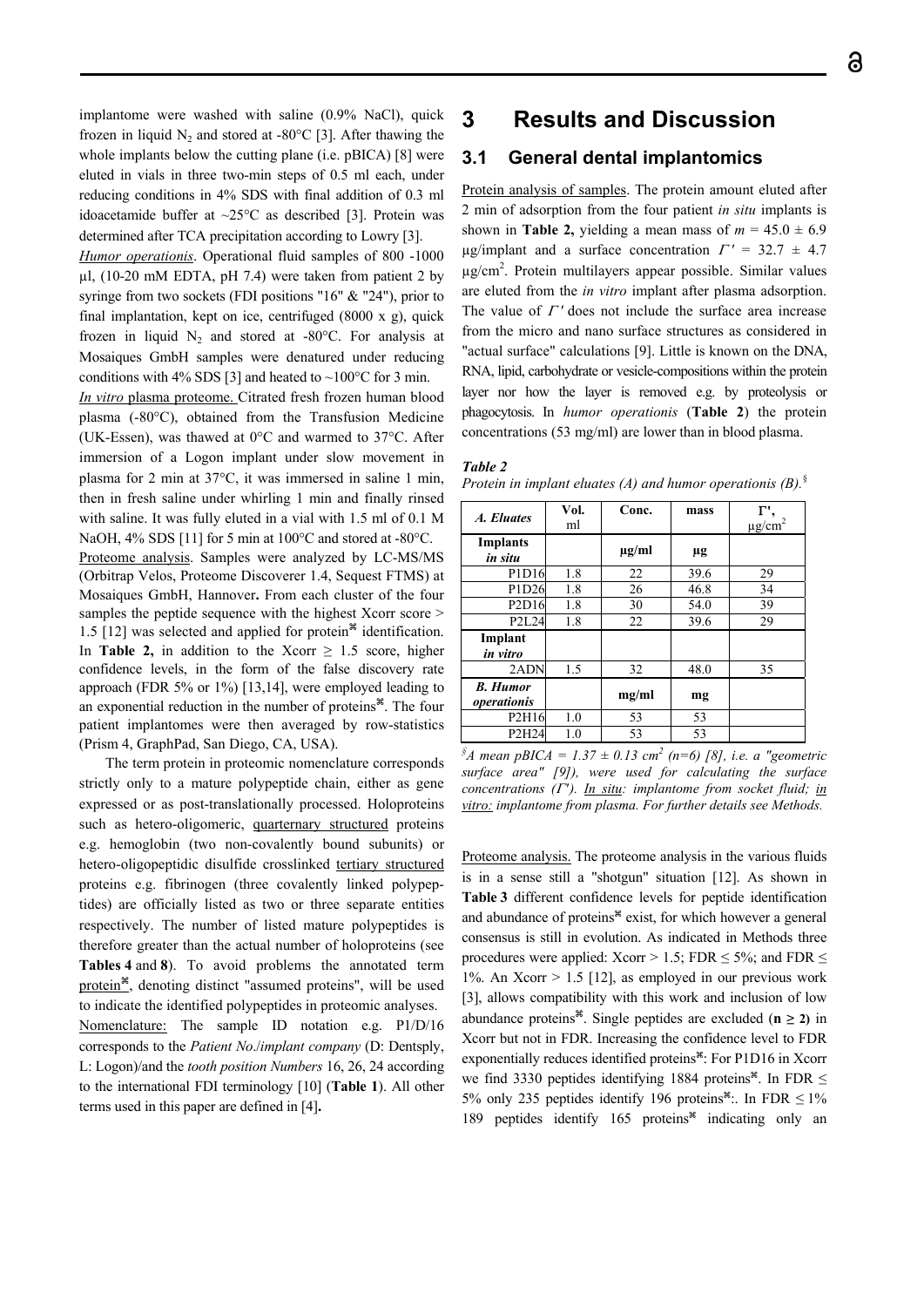implantome were washed with saline (0.9% NaCl), quick frozen in liquid $N_2$ and stored at -80°C [3]. After thawing the whole implants below the cutting plane (i.e. pBICA) [8] were eluted in vials in three two-min steps of 0.5 ml each, under reducing conditions in 4% SDS with final addition of 0.3 ml idoacetamide buffer at ~25°C as described [3]. Protein was determined after TCA precipitation according to Lowry [3].

***Humor operationis***. Operational fluid samples of 800 -1000 µl, (10-20 mM EDTA, pH 7.4) were taken from patient 2 by syringe from two sockets (FDI positions "16" & "24"), prior to final implantation, kept on ice, centrifuged (8000 x g), quick frozen in liquid $N_2$ and stored at -80°C. For analysis at Mosaiques GmbH samples were denatured under reducing conditions with 4% SDS [3] and heated to ~100°C for 3 min.

*In vitro* plasma proteome. Citrated fresh frozen human blood plasma (-80°C), obtained from the Transfusion Medicine (UK-Essen), was thawed at 0°C and warmed to 37°C. After immersion of a Logon implant under slow movement in plasma for 2 min at 37°C, it was immersed in saline 1 min, then in fresh saline under whirling 1 min and finally rinsed with saline. It was fully eluted in a vial with 1.5 ml of 0.1 M NaOH, 4% SDS [11] for 5 min at 100°C and stored at -80°C.

Proteome analysis. Samples were analyzed by LC-MS/MS (Orbitrap Velos, Proteome Discoverer 1.4, Sequest FTMS) at Mosaiques GmbH, Hannover**.** From each cluster of the four samples the peptide sequence with the highest Xcorr score > 1.5 [12] was selected and applied for protein⌘ identification. In **Table 2,** in addition to the Xcorr ≥ 1.5 score, higher confidence levels, in the form of the false discovery rate approach (FDR 5% or 1%) [13,14], were employed leading to an exponential reduction in the number of proteins⌘. The four patient implantomes were then averaged by row-statistics (Prism 4, GraphPad, San Diego, CA, USA).

The term protein in proteomic nomenclature corresponds strictly only to a mature polypeptide chain, either as gene expressed or as post-translationally processed. Holoproteins such as hetero-oligomeric, quarternary structured proteins e.g. hemoglobin (two non-covalently bound subunits) or hetero-oligopeptidic disulfide crosslinked tertiary structured proteins e.g. fibrinogen (three covalently linked polypeptides) are officially listed as two or three separate entities respectively. The number of listed mature polypeptides is therefore greater than the actual number of holoproteins (see **Tables 4** and **8**). To avoid problems the annotated term protein⌘, denoting distinct "assumed proteins", will be used to indicate the identified polypeptides in proteomic analyses.

Nomenclature: The sample ID notation e.g. P1/D/16 corresponds to the *Patient No*./*implant company* (D: Dentsply, L: Logon)/and the *tooth position Numbers* 16, 26, 24 according to the international FDI terminology [10] (**Table 1**). All other terms used in this paper are defined in [4]**.**

# 3 Results and Discussion

## 3.1 General dental implantomics

Protein analysis of samples. The protein amount eluted after 2 min of adsorption from the four patient *in situ* implants is shown in **Table 2,** yielding a mean mass of $m$ = 45.0 ± 6.9 µg/implant and a surface concentration $\Gamma'$ = 32.7 ± 4.7 µg/cm$^2$. Protein multilayers appear possible. Similar values are eluted from the *in vitro* implant after plasma adsorption. The value of $\Gamma'$ does not include the surface area increase from the micro and nano surface structures as considered in "actual surface" calculations [9]. Little is known on the DNA, RNA, lipid, carbohydrate or vesicle-compositions within the protein layer nor how the layer is removed e.g. by proteolysis or phagocytosis. In *humor operationis* (**Table 2**) the protein concentrations (53 mg/ml) are lower than in blood plasma.

***Table 2***
*Protein in implant eluates (A) and humor operationis (B).*§

| *A. Eluates* | Vol. ml | Conc. | mass | Γ', µg/cm$^2$ |
|---|---|---|---|---|
| **Implants *in situ*** | | µg/ml | µg | |
| P1D16 | 1.8 | 22 | 39.6 | 29 |
| P1D26 | 1.8 | 26 | 46.8 | 34 |
| P2D16 | 1.8 | 30 | 54.0 | 39 |
| P2L24 | 1.8 | 22 | 39.6 | 29 |
| **Implant *in vitro*** | | | | |
| 2ADN | 1.5 | 32 | 48.0 | 35 |
| ***B. Humor operationis*** | | mg/ml | mg | |
| P2H16 | 1.0 | 53 | 53 | |
| P2H24 | 1.0 | 53 | 53 | |

*§A mean pBICA = 1.37 ± 0.13 cm$^2$ (n=6) [8], i.e. a "geometric surface area" [9]), were used for calculating the surface concentrations (Γ'). In situ: implantome from socket fluid; in vitro: implantome from plasma. For further details see Methods.*

Proteome analysis. The proteome analysis in the various fluids is in a sense still a "shotgun" situation [12]. As shown in **Table 3** different confidence levels for peptide identification and abundance of proteins⌘ exist, for which however a general consensus is still in evolution. As indicated in Methods three procedures were applied: Xcorr > 1.5; FDR ≤ 5%; and FDR ≤ 1%. An Xcorr > 1.5 [12], as employed in our previous work [3], allows compatibility with this work and inclusion of low abundance proteins⌘. Single peptides are excluded (**n ≥ 2)** in Xcorr but not in FDR. Increasing the confidence level to FDR exponentially reduces identified proteins⌘: For P1D16 in Xcorr we find 3330 peptides identifying 1884 proteins⌘. In FDR ≤ 5% only 235 peptides identify 196 proteins⌘:. In FDR ≤ 1% 189 peptides identify 165 proteins⌘ indicating only an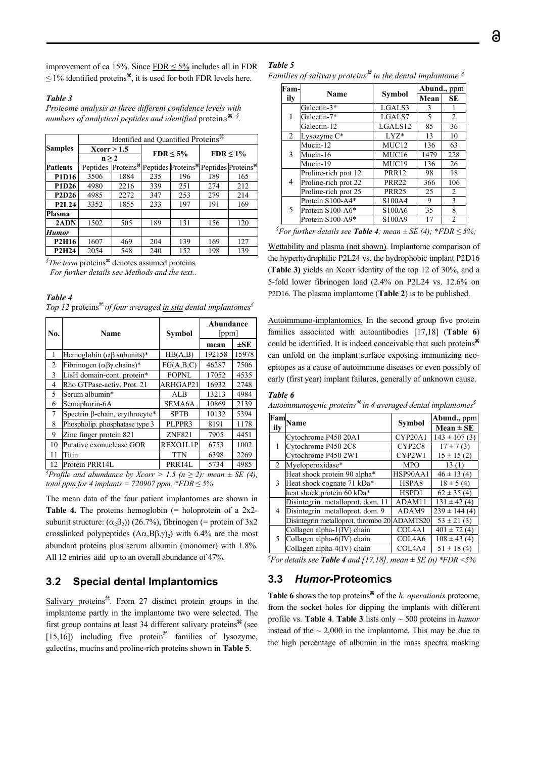improvement of ca 15%. Since FDR ≤ 5% includes all in FDR ≤ 1% identified proteins⌘, it is used for both FDR levels here.

*Table 3*

*Proteome analysis at three different confidence levels with numbers of analytical peptides and identified proteins⌘ §.*

| Samples | Identified and Quantified Proteins⌘ | | | | | |
|---|---|---|---|---|---|---|
| | Xcorr > 1.5 n ≥ 2 | | FDR ≤ 5% | | FDR ≤ 1% | |
| **Patients** | Peptides | Proteins⌘ | Peptides | Proteins⌘ | Peptides | Proteins⌘ |
| **P1D16** | 3506 | 1884 | 235 | 196 | 189 | 165 |
| **P1D26** | 4980 | 2216 | 339 | 251 | 274 | 212 |
| **P2D26** | 4985 | 2272 | 347 | 253 | 279 | 214 |
| **P2L24** | 3352 | 1855 | 233 | 197 | 191 | 169 |
| **Plasma** | | | | | | |
| **2ADN** | 1502 | 505 | 189 | 131 | 156 | 120 |
| ***Humor*** | | | | | | |
| **P2H16** | 1607 | 469 | 204 | 139 | 169 | 127 |
| **P2H24** | 2054 | 548 | 240 | 152 | 198 | 139 |

*§The term* proteins⌘ denotes assumed proteins*.*
*For further details see Methods and the text..*

*Table 4*

*Top 12* proteins⌘ *of four averaged in situ dental implantomes§*

| No. | Name | Symbol | Abundance [ppm] | |
|---|---|---|---|---|
| | | | **mean** | **±SE** |
| 1 | Hemoglobin (αβ subunits)* | HB(A,B) | 192158 | 15978 |
| 2 | Fibrinogen (αβγ chains)* | FG(A,B,C) | 46287 | 7506 |
| 3 | LisH domain-cont. protein* | FOPNL | 17052 | 4535 |
| 4 | Rho GTPase-activ. Prot. 21 | ARHGAP21 | 16932 | 2748 |
| 5 | Serum albumin* | ALB | 13213 | 4984 |
| 6 | Semaphorin-6A | SEMA6A | 10869 | 2139 |
| 7 | Spectrin β-chain, erythrocyte* | SPTB | 10132 | 5394 |
| 8 | Phospholip. phosphatase type 3 | PLPPR3 | 8191 | 1178 |
| 9 | Zinc finger protein 821 | ZNF821 | 7905 | 4451 |
| 10 | Putative exonuclease GOR | REXO1L1P | 6753 | 1002 |
| 11 | Titin | TTN | 6398 | 2269 |
| 12 | Protein PRR14L | PRR14L | 5734 | 4985 |

*§Profile and abundance by Xcorr > 1.5 (n ≥ 2): mean ± SE (4), total ppm for 4 implants = 720907 ppm. \*FDR ≤ 5%*

The mean data of the four patient implantomes are shown in **Table 4.** The proteins hemoglobin (= holoprotein of a 2x2-subunit structure: ($\alpha_2\beta_2$)) (26.7%), fibrinogen (= protein of 3x2 crosslinked polypeptides ($A\alpha, B\beta, \gamma)_2$) with 6.4% are the most abundant proteins plus serum albumin (monomer) with 1.8%. All 12 entries add up to an overall abundance of 47%.

## 3.2 Special dental Implantomics

Salivary proteins⌘. From 27 distinct protein groups in the implantome partly in the implantome two were selected. The first group contains at least 34 different salivary proteins⌘ (see [15,16]) including five protein⌘ families of lysozyme, galectins, mucins and proline-rich proteins shown in **Table 5**.

*Table 5*

*Families of salivary proteins⌘ in the dental implantome §*

| Family | Name | Symbol | Abund., ppm | |
|---|---|---|---|---|
| | | | **Mean** | **SE** |
| 1 | Galectin-3* | LGALS3 | 3 | 1 |
| | Galectin-7* | LGALS7 | 5 | 2 |
| | Galectin-12 | LGALS12 | 85 | 36 |
| 2 | Lysozyme C* | LYZ* | 13 | 10 |
| 3 | Mucin-12 | MUC12 | 136 | 63 |
| | Mucin-16 | MUC16 | 1479 | 228 |
| | Mucin-19 | MUC19 | 136 | 26 |
| 4 | Proline-rich prot 12 | PRR12 | 98 | 18 |
| | Proline-rich prot 22 | PRR22 | 366 | 106 |
| | Proline-rich prot 25 | PRR25 | 25 | 2 |
| 5 | Protein S100-A4* | S100A4 | 9 | 3 |
| | Protein S100-A6* | S100A6 | 35 | 8 |
| | Protein S100-A9* | S100A9 | 17 | 2 |

*§For further details see **Table 4**; mean ± SE (4); \*FDR ≤ 5%;*

Wettability and plasma (not shown). Implantome comparison of the hyperhydrophilic P2L24 vs. the hydrophobic implant P2D16 (**Table 3)** yields an Xcorr identity of the top 12 of 30%, and a 5-fold lower fibrinogen load (2.4% on P2L24 vs. 12.6% on P2D16. The plasma implantome (**Table 2**) is to be published.

Autoimmuno-implantomics. In the second group five protein families associated with autoantibodies [17,18] (**Table 6**) could be identified. It is indeed conceivable that such proteins⌘ can unfold on the implant surface exposing immunizing neo-epitopes as a cause of autoimmune diseases or even possibly of early (first year) implant failures, generally of unknown cause.

*Table 6*

*Autoimmunogenic proteins⌘ in 4 averaged dental implantomes§*

| Family | Name | Symbol | Abund., ppm |
|---|---|---|---|
| | | | **Mean ± SE** |
| 1 | Cytochrome P450 20A1 | CYP20A1 | 143 ± 107 (3) |
| | Cytochrome P450 2C8 | CYP2C8 | 17 ± 7 (3) |
| | Cytochrome P450 2W1 | CYP2W1 | 15 ± 15 (2) |
| 2 | Myeloperoxidase* | MPO | 13 (1) |
| 3 | Heat shock protein 90 alpha* | HSP90AA1 | 46 ± 13 (4) |
| | Heat shock cognate 71 kDa* | HSPA8 | 18 ± 5 (4) |
| | heat shock protein 60 kDa* | HSPD1 | 62 ± 35 (4) |
| 4 | Disintegrin metalloprot. dom. 11 | ADAM11 | 131 ± 42 (4) |
| | Disintegrin metalloprot. dom. 9 | ADAM9 | 239 ± 144 (4) |
| | Disintegrin metalloprot. thrombo 20 | ADAMTS20 | 53 ± 21 (3) |
| 5 | Collagen alpha-1(IV) chain | COL4A1 | 401 ± 72 (4) |
| | Collagen alpha-6(IV) chain | COL4A6 | 108 ± 43 (4) |
| | Collagen alpha-4(IV) chain | COL4A4 | 51 ± 18 (4) |

*§For details see **Table 4** and [17,18], mean ± SE (n) \*FDR <5%*

## 3.3 *Humor*-Proteomics

**Table 6** shows the top proteins⌘ of the *h. operationis* proteome, from the socket holes for dipping the implants with different profile vs. **Table 4**. **Table 3** lists only ~ 500 proteins in *humor* instead of the ~ 2,000 in the implantome. This may be due to the high percentage of albumin in the mass spectra masking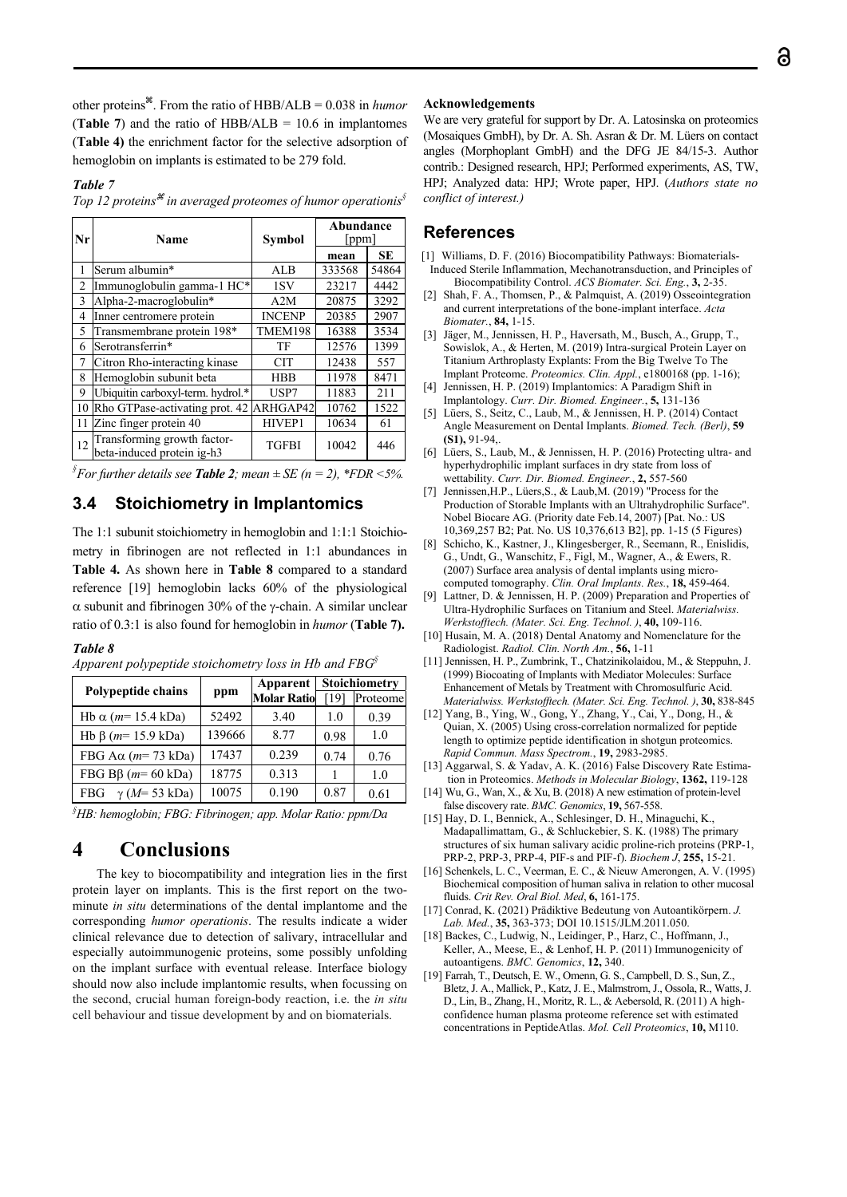other proteins⌘. From the ratio of HBB/ALB = 0.038 in *humor* (**Table 7**) and the ratio of HBB/ALB = 10.6 in implantomes (**Table 4)** the enrichment factor for the selective adsorption of hemoglobin on implants is estimated to be 279 fold.

***Table 7***

*Top 12 proteins⌘ in averaged proteomes of humor operationis§*

| Nr | Name | Symbol | Abundance [ppm] | |
|---|---|---|---|---|
| | | | **mean** | **SE** |
| 1 | Serum albumin* | ALB | 333568 | 54864 |
| 2 | Immunoglobulin gamma-1 HC* | 1SV | 23217 | 4442 |
| 3 | Alpha-2-macroglobulin* | A2M | 20875 | 3292 |
| 4 | Inner centromere protein | INCENP | 20385 | 2907 |
| 5 | Transmembrane protein 198* | TMEM198 | 16388 | 3534 |
| 6 | Serotransferrin* | TF | 12576 | 1399 |
| 7 | Citron Rho-interacting kinase | CIT | 12438 | 557 |
| 8 | Hemoglobin subunit beta | HBB | 11978 | 8471 |
| 9 | Ubiquitin carboxyl-term. hydrol.* | USP7 | 11883 | 211 |
| 10 | Rho GTPase-activating prot. 42 | ARHGAP42 | 10762 | 1522 |
| 11 | Zinc finger protein 40 | HIVEP1 | 10634 | 61 |
| 12 | Transforming growth factor-beta-induced protein ig-h3 | TGFBI | 10042 | 446 |

*§For further details see **Table 2**; mean ± SE (n = 2), \*FDR <5%.*

## 3.4 Stoichiometry in Implantomics

The 1:1 subunit stoichiometry in hemoglobin and 1:1:1 Stoichiometry in fibrinogen are not reflected in 1:1 abundances in **Table 4.** As shown here in **Table 8** compared to a standard reference [19] hemoglobin lacks 60% of the physiological α subunit and fibrinogen 30% of the γ-chain. A similar unclear ratio of 0.3:1 is also found for hemoglobin in *humor* (**Table 7).**

***Table 8***

*Apparent polypeptide stoichiometry loss in Hb and FBG§*

| Polypeptide chains | ppm | Apparent Molar Ratio | Stoichiometry | |
|---|---|---|---|---|
| | | | [19] | Proteome |
| Hb α ($m$= 15.4 kDa) | 52492 | 3.40 | 1.0 | 0.39 |
| Hb β ($m$= 15.9 kDa) | 139666 | 8.77 | 0.98 | 1.0 |
| FBG Aα ($m$= 73 kDa) | 17437 | 0.239 | 0.74 | 0.76 |
| FBG Bβ ($m$= 60 kDa) | 18775 | 0.313 | 1 | 1.0 |
| FBG γ ($M$= 53 kDa) | 10075 | 0.190 | 0.87 | 0.61 |

*§HB: hemoglobin; FBG: Fibrinogen; app. Molar Ratio: ppm/Da*

# 4 Conclusions

The key to biocompatibility and integration lies in the first protein layer on implants. This is the first report on the two-minute *in situ* determinations of the dental implantome and the corresponding *humor operationis*. The results indicate a wider clinical relevance due to detection of salivary, intracellular and especially autoimmunogenic proteins, some possibly unfolding on the implant surface with eventual release. Interface biology should now also include implantomic results, when focussing on the second, crucial human foreign-body reaction, i.e. the *in situ* cell behaviour and tissue development by and on biomaterials.

**Acknowledgements**

We are very grateful for support by Dr. A. Latosinska on proteomics (Mosaiques GmbH), by Dr. A. Sh. Asran & Dr. M. Lüers on contact angles (Morphoplant GmbH) and the DFG JE 84/15-3. Author contrib.: Designed research, HPJ; Performed experiments, AS, TW, HPJ; Analyzed data: HPJ; Wrote paper, HPJ. (*Authors state no conflict of interest.)*

## References

[1] Williams, D. F. (2016) Biocompatibility Pathways: Biomaterials-Induced Sterile Inflammation, Mechanotransduction, and Principles of Biocompatibility Control. *ACS Biomater. Sci. Eng.*, **3,** 2-35.

[2] Shah, F. A., Thomsen, P., & Palmquist, A. (2019) Osseointegration and current interpretations of the bone-implant interface. *Acta Biomater.*, **84,** 1-15.

[3] Jäger, M., Jennissen, H. P., Haversath, M., Busch, A., Grupp, T., Sowislok, A., & Herten, M. (2019) Intra-surgical Protein Layer on Titanium Arthroplasty Explants: From the Big Twelve To The Implant Proteome. *Proteomics. Clin. Appl.*, e1800168 (pp. 1-16);

[4] Jennissen, H. P. (2019) Implantomics: A Paradigm Shift in Implantology. *Curr. Dir. Biomed. Engineer.*, **5,** 131-136

[5] Lüers, S., Seitz, C., Laub, M., & Jennissen, H. P. (2014) Contact Angle Measurement on Dental Implants. *Biomed. Tech. (Berl)*, **59 (S1),** 91-94,.

[6] Lüers, S., Laub, M., & Jennissen, H. P. (2016) Protecting ultra- and hyperhydrophilic implant surfaces in dry state from loss of wettability. *Curr. Dir. Biomed. Engineer.*, **2,** 557-560

[7] Jennissen,H.P., Lüers,S., & Laub,M. (2019) "Process for the Production of Storable Implants with an Ultrahydrophilic Surface". Nobel Biocare AG. (Priority date Feb.14, 2007) [Pat. No.: US 10,369,257 B2; Pat. No. US 10,376,613 B2], pp. 1-15 (5 Figures)

[8] Schicho, K., Kastner, J., Klingesberger, R., Seemann, R., Enislidis, G., Undt, G., Wanschitz, F., Figl, M., Wagner, A., & Ewers, R. (2007) Surface area analysis of dental implants using micro-computed tomography. *Clin. Oral Implants. Res.*, **18,** 459-464.

[9] Lattner, D. & Jennissen, H. P. (2009) Preparation and Properties of Ultra-Hydrophilic Surfaces on Titanium and Steel. *Materialwiss. Werkstofftech. (Mater. Sci. Eng. Technol. )*, **40,** 109-116.

[10] Husain, M. A. (2018) Dental Anatomy and Nomenclature for the Radiologist. *Radiol. Clin. North Am.*, **56,** 1-11

[11] Jennissen, H. P., Zumbrink, T., Chatzinikolaidou, M., & Steppuhn, J. (1999) Biocoating of Implants with Mediator Molecules: Surface Enhancement of Metals by Treatment with Chromosulfuric Acid. *Materialwiss. Werkstofftech. (Mater. Sci. Eng. Technol. )*, **30,** 838-845

[12] Yang, B., Ying, W., Gong, Y., Zhang, Y., Cai, Y., Dong, H., & Quian, X. (2005) Using cross-correlation normalized for peptide length to optimize peptide identification in shotgun proteomics. *Rapid Commun. Mass Spectrom.*, **19,** 2983-2985.

[13] Aggarwal, S. & Yadav, A. K. (2016) False Discovery Rate Estimation in Proteomics. *Methods in Molecular Biology*, **1362,** 119-128

[14] Wu, G., Wan, X., & Xu, B. (2018) A new estimation of protein-level false discovery rate. *BMC. Genomics*, **19,** 567-558.

[15] Hay, D. I., Bennick, A., Schlesinger, D. H., Minaguchi, K., Madapallimattam, G., & Schluckebier, S. K. (1988) The primary structures of six human salivary acidic proline-rich proteins (PRP-1, PRP-2, PRP-3, PRP-4, PIF-s and PIF-f). *Biochem J*, **255,** 15-21.

[16] Schenkels, L. C., Veerman, E. C., & Nieuw Amerongen, A. V. (1995) Biochemical composition of human saliva in relation to other mucosal fluids. *Crit Rev. Oral Biol. Med*, **6,** 161-175.

[17] Conrad, K. (2021) Prädiktive Bedeutung von Autoantikörpern. *J. Lab. Med.*, **35,** 363-373; DOI 10.1515/JLM.2011.050.

[18] Backes, C., Ludwig, N., Leidinger, P., Harz, C., Hoffmann, J., Keller, A., Meese, E., & Lenhof, H. P. (2011) Immunogenicity of autoantigens. *BMC. Genomics*, **12,** 340.

[19] Farrah, T., Deutsch, E. W., Omenn, G. S., Campbell, D. S., Sun, Z., Bletz, J. A., Mallick, P., Katz, J. E., Malmstrom, J., Ossola, R., Watts, J. D., Lin, B., Zhang, H., Moritz, R. L., & Aebersold, R. (2011) A high-confidence human plasma proteome reference set with estimated concentrations in PeptideAtlas. *Mol. Cell Proteomics*, **10,** M110.